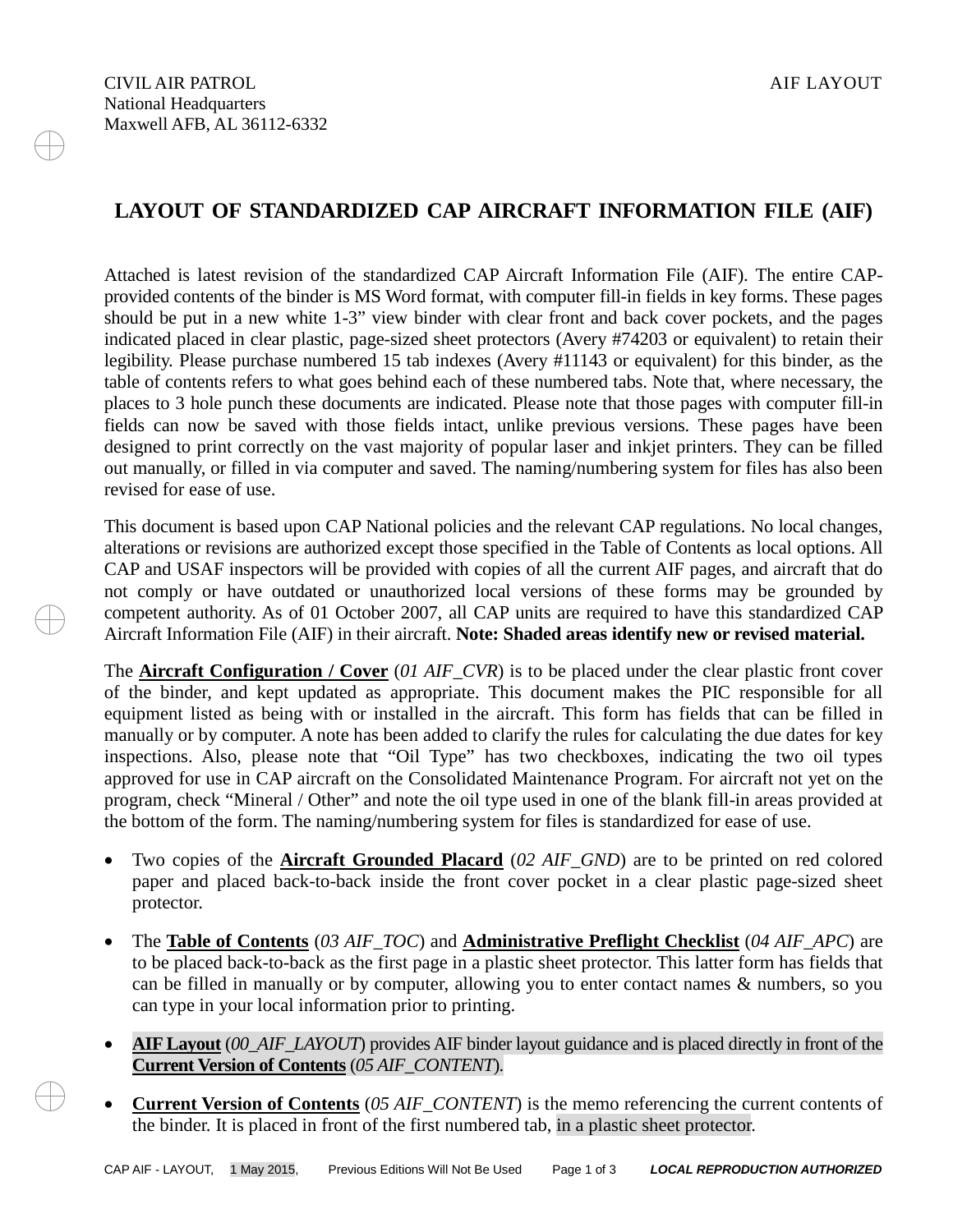CIVIL AIR PATROL  
National Headquarters  
Maxwell AFB, AL 36112-6332

AIF LAYOUT

# LAYOUT OF STANDARDIZED CAP AIRCRAFT INFORMATION FILE (AIF)

Attached is latest revision of the standardized CAP Aircraft Information File (AIF). The entire CAP-provided contents of the binder is MS Word format, with computer fill-in fields in key forms. These pages should be put in a new white 1-3" view binder with clear front and back cover pockets, and the pages indicated placed in clear plastic, page-sized sheet protectors (Avery #74203 or equivalent) to retain their legibility. Please purchase numbered 15 tab indexes (Avery #11143 or equivalent) for this binder, as the table of contents refers to what goes behind each of these numbered tabs. Note that, where necessary, the places to 3 hole punch these documents are indicated. Please note that those pages with computer fill-in fields can now be saved with those fields intact, unlike previous versions. These pages have been designed to print correctly on the vast majority of popular laser and inkjet printers. They can be filled out manually, or filled in via computer and saved. The naming/numbering system for files has also been revised for ease of use.

This document is based upon CAP National policies and the relevant CAP regulations. No local changes, alterations or revisions are authorized except those specified in the Table of Contents as local options. All CAP and USAF inspectors will be provided with copies of all the current AIF pages, and aircraft that do not comply or have outdated or unauthorized local versions of these forms may be grounded by competent authority. As of 01 October 2007, all CAP units are required to have this standardized CAP Aircraft Information File (AIF) in their aircraft. **Note: Shaded areas identify new or revised material.**

The **Aircraft Configuration / Cover** (*01 AIF_CVR*) is to be placed under the clear plastic front cover of the binder, and kept updated as appropriate. This document makes the PIC responsible for all equipment listed as being with or installed in the aircraft. This form has fields that can be filled in manually or by computer. A note has been added to clarify the rules for calculating the due dates for key inspections. Also, please note that "Oil Type" has two checkboxes, indicating the two oil types approved for use in CAP aircraft on the Consolidated Maintenance Program. For aircraft not yet on the program, check "Mineral / Other" and note the oil type used in one of the blank fill-in areas provided at the bottom of the form. The naming/numbering system for files is standardized for ease of use.

- Two copies of the **Aircraft Grounded Placard** (*02 AIF_GND*) are to be printed on red colored paper and placed back-to-back inside the front cover pocket in a clear plastic page-sized sheet protector.
- The **Table of Contents** (*03 AIF_TOC*) and **Administrative Preflight Checklist** (*04 AIF_APC*) are to be placed back-to-back as the first page in a plastic sheet protector. This latter form has fields that can be filled in manually or by computer, allowing you to enter contact names & numbers, so you can type in your local information prior to printing.
- **AIF Layout** (*00_AIF_LAYOUT*) provides AIF binder layout guidance and is placed directly in front of the **Current Version of Contents** (*05 AIF_CONTENT*).
- **Current Version of Contents** (*05 AIF_CONTENT*) is the memo referencing the current contents of the binder. It is placed in front of the first numbered tab, in a plastic sheet protector.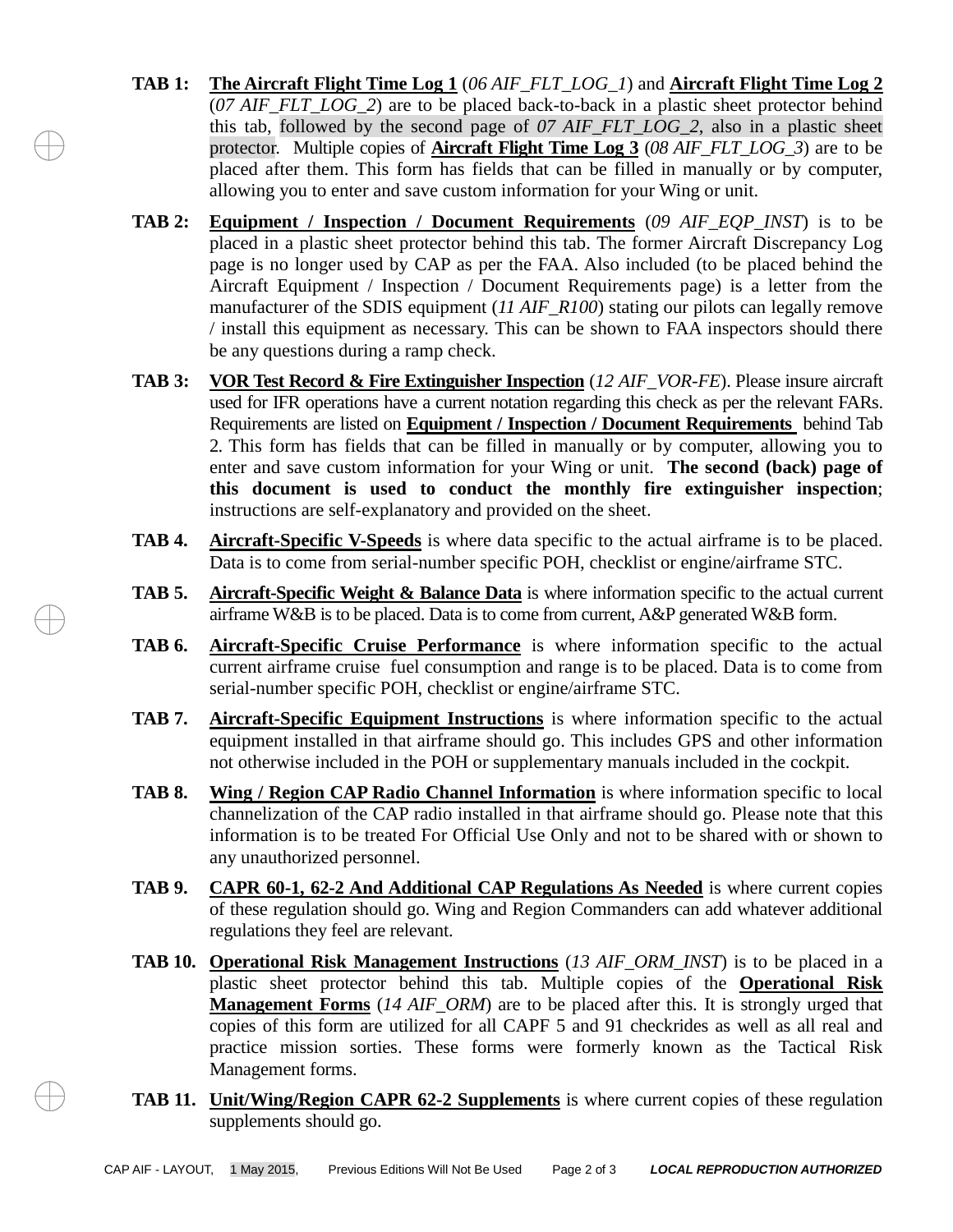**TAB 1:** **<u>The Aircraft Flight Time Log 1</u>** (*06 AIF_FLT_LOG_1*) and **<u>Aircraft Flight Time Log 2</u>** (*07 AIF_FLT_LOG_2*) are to be placed back-to-back in a plastic sheet protector behind this tab, followed by the second page of *07 AIF_FLT_LOG_2*, also in a plastic sheet protector. Multiple copies of **<u>Aircraft Flight Time Log 3</u>** (*08 AIF_FLT_LOG_3*) are to be placed after them. This form has fields that can be filled in manually or by computer, allowing you to enter and save custom information for your Wing or unit.

**TAB 2:** **<u>Equipment / Inspection / Document Requirements</u>** (*09 AIF_EQP_INST*) is to be placed in a plastic sheet protector behind this tab. The former Aircraft Discrepancy Log page is no longer used by CAP as per the FAA. Also included (to be placed behind the Aircraft Equipment / Inspection / Document Requirements page) is a letter from the manufacturer of the SDIS equipment (*11 AIF_R100*) stating our pilots can legally remove / install this equipment as necessary. This can be shown to FAA inspectors should there be any questions during a ramp check.

**TAB 3:** **<u>VOR Test Record & Fire Extinguisher Inspection</u>** (*12 AIF_VOR-FE*). Please insure aircraft used for IFR operations have a current notation regarding this check as per the relevant FARs. Requirements are listed on **<u>Equipment / Inspection / Document Requirements</u>** behind Tab 2. This form has fields that can be filled in manually or by computer, allowing you to enter and save custom information for your Wing or unit. **The second (back) page of this document is used to conduct the monthly fire extinguisher inspection**; instructions are self-explanatory and provided on the sheet.

**TAB 4.** **<u>Aircraft-Specific V-Speeds</u>** is where data specific to the actual airframe is to be placed. Data is to come from serial-number specific POH, checklist or engine/airframe STC.

**TAB 5.** **<u>Aircraft-Specific Weight & Balance Data</u>** is where information specific to the actual current airframe W&B is to be placed. Data is to come from current, A&P generated W&B form.

**TAB 6.** **<u>Aircraft-Specific Cruise Performance</u>** is where information specific to the actual current airframe cruise fuel consumption and range is to be placed. Data is to come from serial-number specific POH, checklist or engine/airframe STC.

**TAB 7.** **<u>Aircraft-Specific Equipment Instructions</u>** is where information specific to the actual equipment installed in that airframe should go. This includes GPS and other information not otherwise included in the POH or supplementary manuals included in the cockpit.

**TAB 8.** **<u>Wing / Region CAP Radio Channel Information</u>** is where information specific to local channelization of the CAP radio installed in that airframe should go. Please note that this information is to be treated For Official Use Only and not to be shared with or shown to any unauthorized personnel.

**TAB 9.** **<u>CAPR 60-1, 62-2 And Additional CAP Regulations As Needed</u>** is where current copies of these regulation should go. Wing and Region Commanders can add whatever additional regulations they feel are relevant.

**TAB 10.** **<u>Operational Risk Management Instructions</u>** (*13 AIF_ORM_INST*) is to be placed in a plastic sheet protector behind this tab. Multiple copies of the **<u>Operational Risk Management Forms</u>** (*14 AIF_ORM*) are to be placed after this. It is strongly urged that copies of this form are utilized for all CAPF 5 and 91 checkrides as well as all real and practice mission sorties. These forms were formerly known as the Tactical Risk Management forms.

**TAB 11.** **<u>Unit/Wing/Region CAPR 62-2 Supplements</u>** is where current copies of these regulation supplements should go.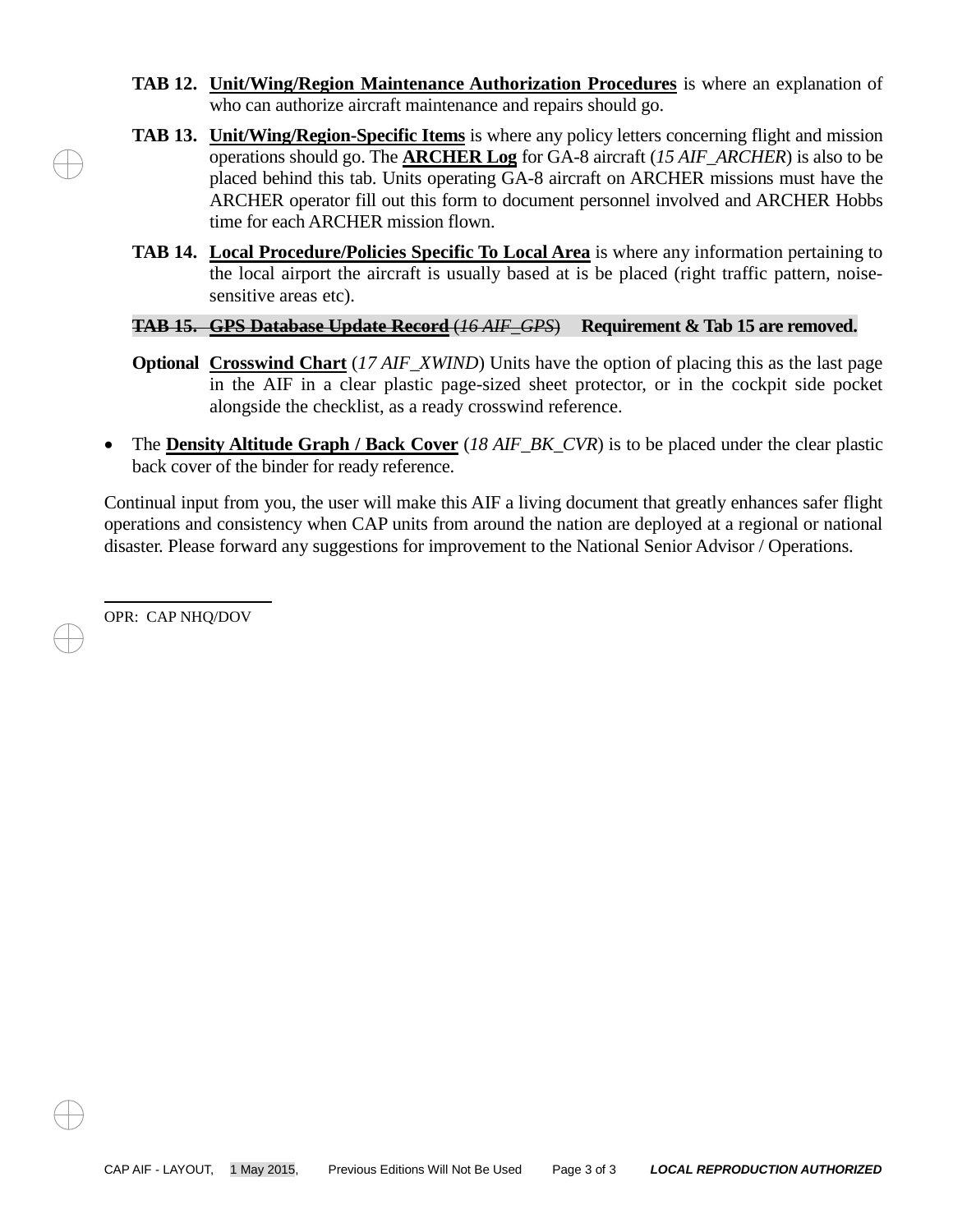**TAB 12.** **Unit/Wing/Region Maintenance Authorization Procedures** is where an explanation of who can authorize aircraft maintenance and repairs should go.

**TAB 13.** **Unit/Wing/Region-Specific Items** is where any policy letters concerning flight and mission operations should go. The **ARCHER Log** for GA-8 aircraft (*15 AIF_ARCHER*) is also to be placed behind this tab. Units operating GA-8 aircraft on ARCHER missions must have the ARCHER operator fill out this form to document personnel involved and ARCHER Hobbs time for each ARCHER mission flown.

**TAB 14.** **Local Procedure/Policies Specific To Local Area** is where any information pertaining to the local airport the aircraft is usually based at is be placed (right traffic pattern, noise-sensitive areas etc).

~~**TAB 15.** **GPS Database Update Record**~~ ~~(*16 AIF_GPS*)~~ **Requirement & Tab 15 are removed.**

**Optional** **Crosswind Chart** (*17 AIF_XWIND*) Units have the option of placing this as the last page in the AIF in a clear plastic page-sized sheet protector, or in the cockpit side pocket alongside the checklist, as a ready crosswind reference.

- The **Density Altitude Graph / Back Cover** (*18 AIF_BK_CVR*) is to be placed under the clear plastic back cover of the binder for ready reference.

Continual input from you, the user will make this AIF a living document that greatly enhances safer flight operations and consistency when CAP units from around the nation are deployed at a regional or national disaster. Please forward any suggestions for improvement to the National Senior Advisor / Operations.

OPR: CAP NHQ/DOV